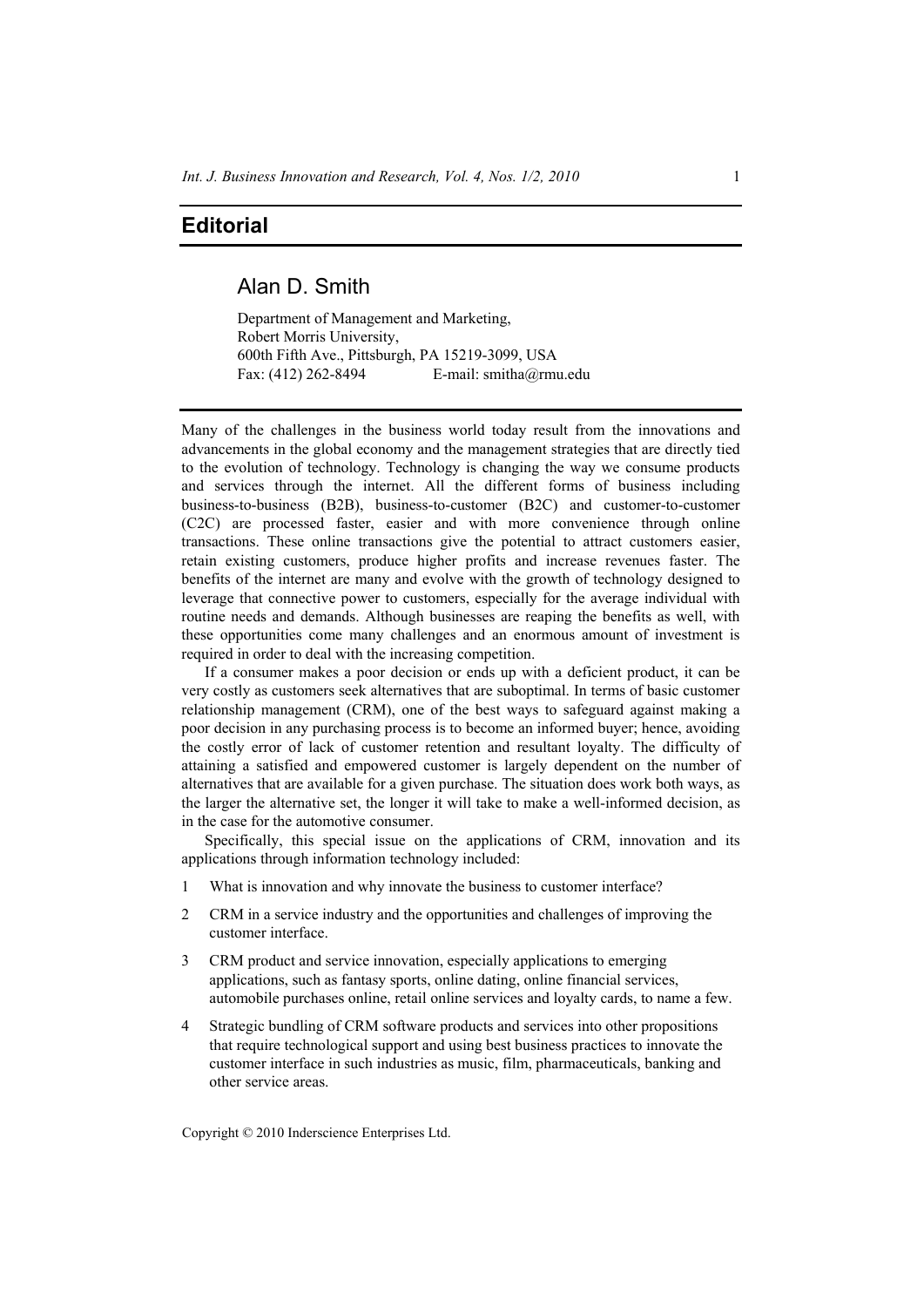# Editorial

## Alan D. Smith

Department of Management and Marketing,
Robert Morris University,
600th Fifth Ave., Pittsburgh, PA 15219-3099, USA
Fax: (412) 262-8494 E-mail: smitha@rmu.edu

Many of the challenges in the business world today result from the innovations and advancements in the global economy and the management strategies that are directly tied to the evolution of technology. Technology is changing the way we consume products and services through the internet. All the different forms of business including business-to-business (B2B), business-to-customer (B2C) and customer-to-customer (C2C) are processed faster, easier and with more convenience through online transactions. These online transactions give the potential to attract customers easier, retain existing customers, produce higher profits and increase revenues faster. The benefits of the internet are many and evolve with the growth of technology designed to leverage that connective power to customers, especially for the average individual with routine needs and demands. Although businesses are reaping the benefits as well, with these opportunities come many challenges and an enormous amount of investment is required in order to deal with the increasing competition.

If a consumer makes a poor decision or ends up with a deficient product, it can be very costly as customers seek alternatives that are suboptimal. In terms of basic customer relationship management (CRM), one of the best ways to safeguard against making a poor decision in any purchasing process is to become an informed buyer; hence, avoiding the costly error of lack of customer retention and resultant loyalty. The difficulty of attaining a satisfied and empowered customer is largely dependent on the number of alternatives that are available for a given purchase. The situation does work both ways, as the larger the alternative set, the longer it will take to make a well-informed decision, as in the case for the automotive consumer.

Specifically, this special issue on the applications of CRM, innovation and its applications through information technology included:

1. What is innovation and why innovate the business to customer interface?
2. CRM in a service industry and the opportunities and challenges of improving the customer interface.
3. CRM product and service innovation, especially applications to emerging applications, such as fantasy sports, online dating, online financial services, automobile purchases online, retail online services and loyalty cards, to name a few.
4. Strategic bundling of CRM software products and services into other propositions that require technological support and using best business practices to innovate the customer interface in such industries as music, film, pharmaceuticals, banking and other service areas.

Copyright © 2010 Inderscience Enterprises Ltd.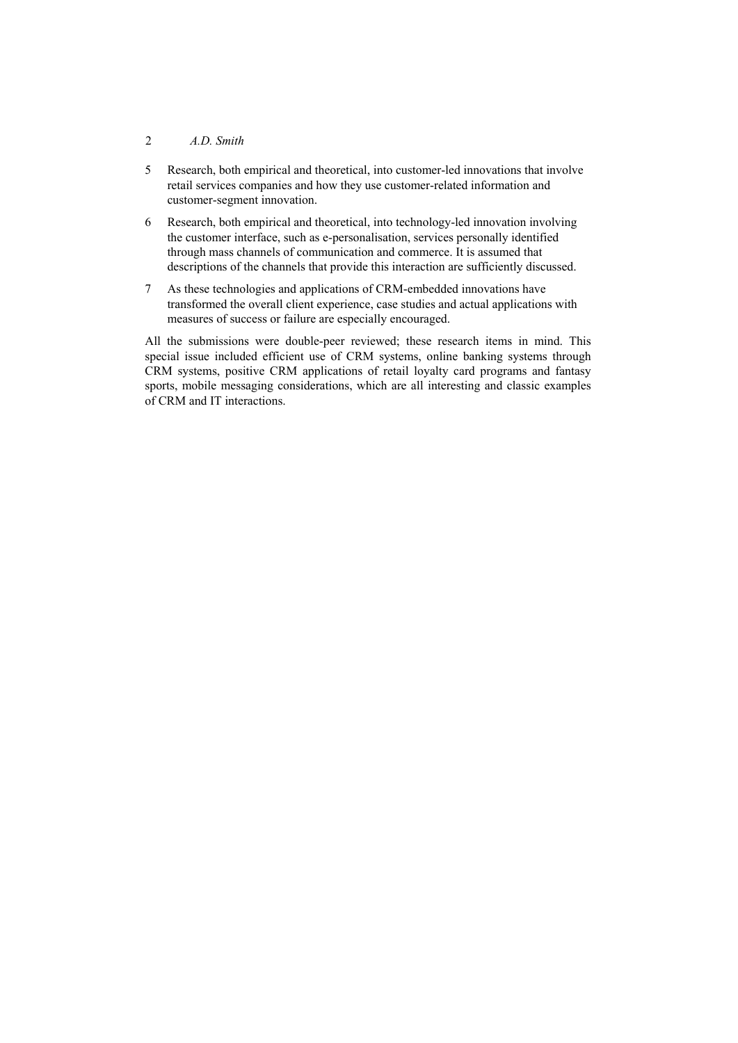5. Research, both empirical and theoretical, into customer-led innovations that involve retail services companies and how they use customer-related information and customer-segment innovation.
6. Research, both empirical and theoretical, into technology-led innovation involving the customer interface, such as e-personalisation, services personally identified through mass channels of communication and commerce. It is assumed that descriptions of the channels that provide this interaction are sufficiently discussed.
7. As these technologies and applications of CRM-embedded innovations have transformed the overall client experience, case studies and actual applications with measures of success or failure are especially encouraged.

All the submissions were double-peer reviewed; these research items in mind. This special issue included efficient use of CRM systems, online banking systems through CRM systems, positive CRM applications of retail loyalty card programs and fantasy sports, mobile messaging considerations, which are all interesting and classic examples of CRM and IT interactions.